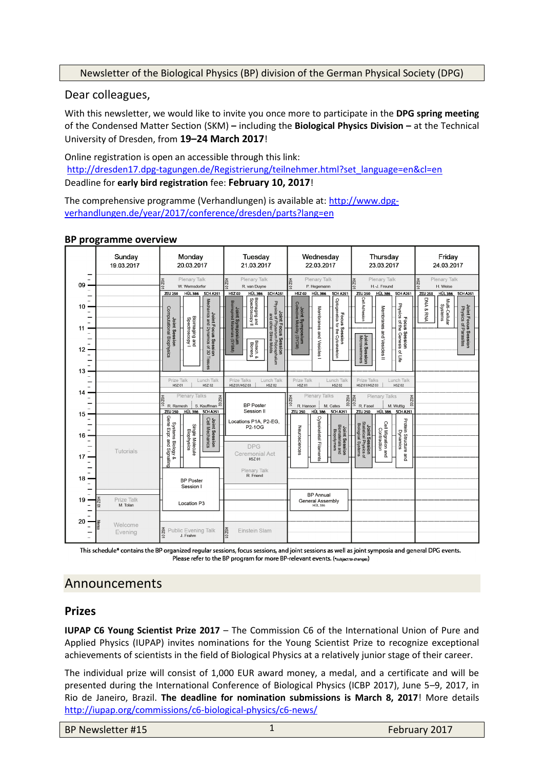Newsletter of the Biological Physics (BP) division of the German Physical Society (DPG)

Dear colleagues,

With this newsletter, we would like to invite you once more to participate in the **DPG spring meeting** of the Condensed Matter Section (SKM) **– including the Biological Physics Division –** at the Technical University of Dresden, from **19–24 March 2017**!

Online registration is open an accessible through this link:
http://dresden17.dpg-tagungen.de/Registrierung/teilnehmer.html?set_language=en&cl=en
Deadline for **early bird registration** fee: **February 10, 2017**!

The comprehensive programme (Verhandlungen) is available at: http://www.dpg-verhandlungen.de/year/2017/conference/dresden/parts?lang=en

**BP programme overview**

Sunday 19.03.2017
Tutorials
Prize Talk, HSZ 01, M. Tolan
Welcome Evening, Mensa

Monday 20.03.2017
Plenary Talk, HSZ 01, W. Wernsdorfer
ZEU 250: Joint Session Computational Biophysics
HÜL 386: Bioimaging and Spectroscopy I
SCH A251: Joint Focus Session Mechanics and Dynamics of 3D Tissues
Prize Talk, HSZ 01; Lunch Talk, HSZ 02
Plenary Talks, HSZ 01 R. Ramesh; HSZ 02 S. Kauffman
ZEU 250: Gene Expr. and Signalling
HÜL 386: Systems Biology & Single Molecule Biophysics
SCH A251: Joint Session Cell Mechanics
BP Poster Session I, Location P3
Public Evening Talk, HSZ 01, J. Frahm

Tuesday 21.03.2017
Plenary Talk, HSZ 01, R. van Duyne
HSZ 02: Joint Symposium Bioinspired Materials (SYBM)
HÜL 386: Bioimaging and Spectroscopy II; Biotech. & Bioeng.
SCH A251: Joint Focus Session Physics of Physarum Polycephalum and other Slime Molds
Prize Talks, HSZ 01/HSZ 03; Lunch Talk, HSZ 02
BP Poster Session II, Locations P1A, P2-EG, P2-1OG
DPG Ceremonial Act, HSZ 01
Plenary Talk, R. Friend
Einstein Slam, HSZ 01

Wednesday 22.03.2017
Plenary Talk, HSZ 01, P. Hegemann
HSZ 02: Joint Symposium Collective Motility (SYCM)
HÜL 386: Membranes and Vesicles I
SCH A251: Focus Session Optogenetics for the Cytoskeleton
Prize Talk, HSZ 01; Lunch Talk, HSZ 02
Plenary Talks, HSZ 01 R. Hanson; HSZ 02 M. Cates
ZEU 250: Neurosciences
HÜL 386: Cytoskeletal Filaments
SCH A251: Joint Session Biomaterials and Biopolymers
BP Annual General Assembly, HÜL 386

Thursday 23.03.2017
Plenary Talk, HSZ 01, H.-J. Freund
ZEU 250: Cell Adhesion; Joint Session Microswimmers
HÜL 386: Membranes and Vesicles II
SCH A251: Focus Session Physics of the Genesis of Life
Prize Talks, HSZ 01/HSZ 03; Lunch Talk, HSZ 02
Plenary Talks, HSZ 01 R. Fasel; HSZ 02 M. Wuttig
ZEU 250: Joint Session Statistical Physics of Biological Systems
HÜL 386: Cell Migration and Contraction
SCH A251: Protein Structure and Dynamics

Friday 24.03.2017
Plenary Talk, HSZ 01, H. Weise
ZEU 250: DNA & RNA
HÜL 386: Multi-Cellular Systems
SCH A251: Joint Focus Session Physics of Parasites

This schedule* contains the BP organized regular sessions, focus sessions, and joint sessions as well as joint symposia and general DPG events.
Please refer to the BP program for more BP-relevant events. (*subject to changes)

# Announcements

## Prizes

**IUPAP C6 Young Scientist Prize 2017** – The Commission C6 of the International Union of Pure and Applied Physics (IUPAP) invites nominations for the Young Scientist Prize to recognize exceptional achievements of scientists in the field of Biological Physics at a relatively junior stage of their career.

The individual prize will consist of 1,000 EUR award money, a medal, and a certificate and will be presented during the International Conference of Biological Physics (ICBP 2017), June 5–9, 2017, in Rio de Janeiro, Brazil. **The deadline for nomination submissions is March 8, 2017**! More details http://iupap.org/commissions/c6-biological-physics/c6-news/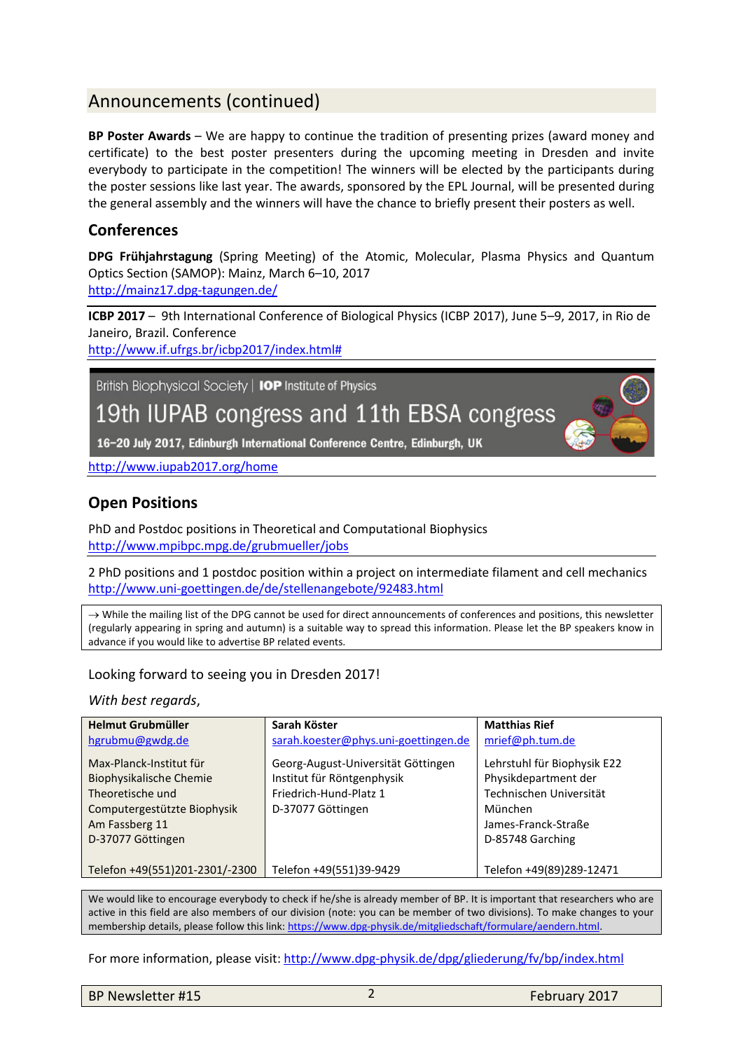## Announcements (continued)

**BP Poster Awards** – We are happy to continue the tradition of presenting prizes (award money and certificate) to the best poster presenters during the upcoming meeting in Dresden and invite everybody to participate in the competition! The winners will be elected by the participants during the poster sessions like last year. The awards, sponsored by the EPL Journal, will be presented during the general assembly and the winners will have the chance to briefly present their posters as well.

### Conferences

**DPG Frühjahrstagung** (Spring Meeting) of the Atomic, Molecular, Plasma Physics and Quantum Optics Section (SAMOP): Mainz, March 6–10, 2017
http://mainz17.dpg-tagungen.de/

**ICBP 2017** – 9th International Conference of Biological Physics (ICBP 2017), June 5–9, 2017, in Rio de Janeiro, Brazil. Conference
http://www.if.ufrgs.br/icbp2017/index.html#

British Biophysical Society | IOP Institute of Physics
19th IUPAB congress and 11th EBSA congress
16–20 July 2017, Edinburgh International Conference Centre, Edinburgh, UK
http://www.iupab2017.org/home

### Open Positions

PhD and Postdoc positions in Theoretical and Computational Biophysics
http://www.mpibpc.mpg.de/grubmueller/jobs

2 PhD positions and 1 postdoc position within a project on intermediate filament and cell mechanics
http://www.uni-goettingen.de/de/stellenangebote/92483.html

→ While the mailing list of the DPG cannot be used for direct announcements of conferences and positions, this newsletter (regularly appearing in spring and autumn) is a suitable way to spread this information. Please let the BP speakers know in advance if you would like to advertise BP related events.

Looking forward to seeing you in Dresden 2017!

*With best regards*,

| | | |
|---|---|---|
| **Helmut Grubmüller**<br>hgrubmu@gwdg.de<br><br>Max-Planck-Institut für Biophysikalische Chemie<br>Theoretische und Computergestützte Biophysik<br>Am Fassberg 11<br>D-37077 Göttingen<br><br>Telefon +49(551)201-2301/-2300 | **Sarah Köster**<br>sarah.koester@phys.uni-goettingen.de<br><br>Georg-August-Universität Göttingen<br>Institut für Röntgenphysik<br>Friedrich-Hund-Platz 1<br>D-37077 Göttingen<br><br>Telefon +49(551)39-9429 | **Matthias Rief**<br>mrief@ph.tum.de<br><br>Lehrstuhl für Biophysik E22<br>Physikdepartment der Technischen Universität München<br>James-Franck-Straße<br>D-85748 Garching<br><br>Telefon +49(89)289-12471 |

We would like to encourage everybody to check if he/she is already member of BP. It is important that researchers who are active in this field are also members of our division (note: you can be member of two divisions). To make changes to your membership details, please follow this link: https://www.dpg-physik.de/mitgliedschaft/formulare/aendern.html.

For more information, please visit: http://www.dpg-physik.de/dpg/gliederung/fv/bp/index.html